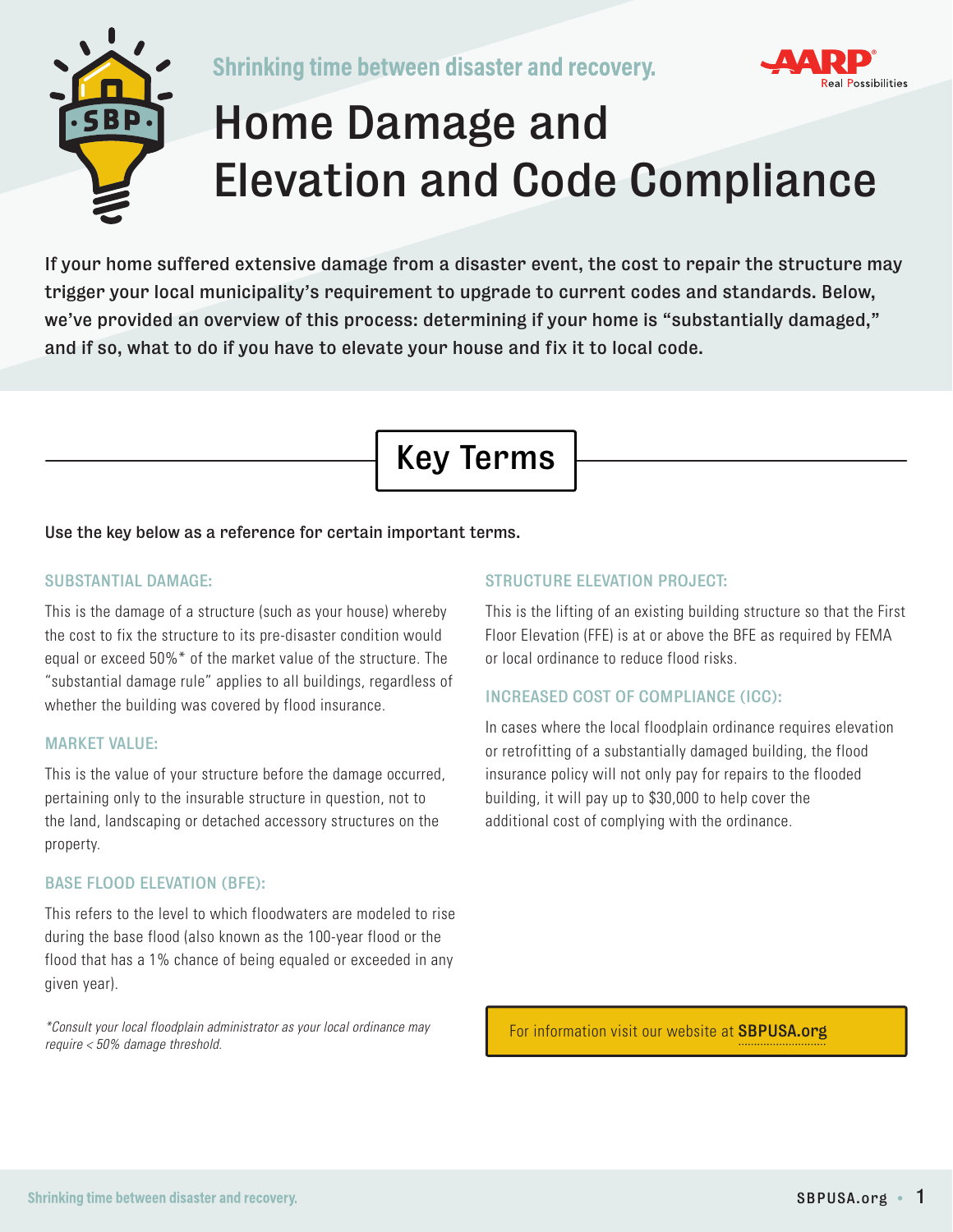Shrinking time between disaster and recovery.

# Home Damage and Elevation and Code Compliance

**If your home suffered extensive damage from a disaster event, the cost to repair the structure may trigger your local municipality's requirement to upgrade to current codes and standards. Below, we've provided an overview of this process: determining if your home is "substantially damaged," and if so, what to do if you have to elevate your house and fix it to local code.**

## Key Terms

**Use the key below as a reference for certain important terms.**

### SUBSTANTIAL DAMAGE:

This is the damage of a structure (such as your house) whereby the cost to fix the structure to its pre-disaster condition would equal or exceed 50%* of the market value of the structure. The "substantial damage rule" applies to all buildings, regardless of whether the building was covered by flood insurance.

### MARKET VALUE:

This is the value of your structure before the damage occurred, pertaining only to the insurable structure in question, not to the land, landscaping or detached accessory structures on the property.

### BASE FLOOD ELEVATION (BFE):

This refers to the level to which floodwaters are modeled to rise during the base flood (also known as the 100-year flood or the flood that has a 1% chance of being equaled or exceeded in any given year).

*\*Consult your local floodplain administrator as your local ordinance may require < 50% damage threshold.*

### STRUCTURE ELEVATION PROJECT:

This is the lifting of an existing building structure so that the First Floor Elevation (FFE) is at or above the BFE as required by FEMA or local ordinance to reduce flood risks.

### INCREASED COST OF COMPLIANCE (ICC):

In cases where the local floodplain ordinance requires elevation or retrofitting of a substantially damaged building, the flood insurance policy will not only pay for repairs to the flooded building, it will pay up to $30,000 to help cover the additional cost of complying with the ordinance.

For information visit our website at **SBPUSA.org**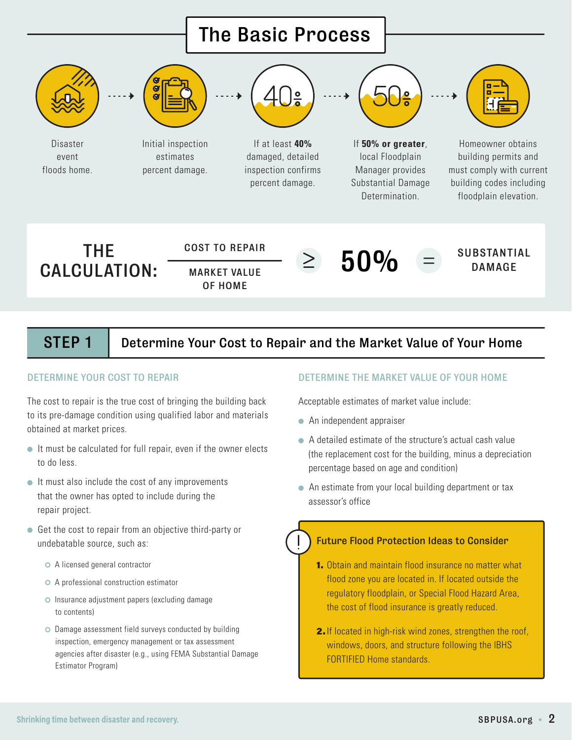## The Basic Process

Disaster event floods home.

Initial inspection estimates percent damage.

If at least **40%** damaged, detailed inspection confirms percent damage.

If **50% or greater**, local Floodplain Manager provides Substantial Damage Determination.

Homeowner obtains building permits and must comply with current building codes including floodplain elevation.

**THE CALCULATION:**

$$\frac{\text{COST TO REPAIR}}{\text{MARKET VALUE OF HOME}} \geq 50\% = \text{SUBSTANTIAL DAMAGE}$$

## STEP 1 Determine Your Cost to Repair and the Market Value of Your Home

### DETERMINE YOUR COST TO REPAIR

The cost to repair is the true cost of bringing the building back to its pre-damage condition using qualified labor and materials obtained at market prices.

- It must be calculated for full repair, even if the owner elects to do less.
- It must also include the cost of any improvements that the owner has opted to include during the repair project.
- Get the cost to repair from an objective third-party or undebatable source, such as:
  - A licensed general contractor
  - A professional construction estimator
  - Insurance adjustment papers (excluding damage to contents)
  - Damage assessment field surveys conducted by building inspection, emergency management or tax assessment agencies after disaster (e.g., using FEMA Substantial Damage Estimator Program)

### DETERMINE THE MARKET VALUE OF YOUR HOME

Acceptable estimates of market value include:

- An independent appraiser
- A detailed estimate of the structure's actual cash value (the replacement cost for the building, minus a depreciation percentage based on age and condition)
- An estimate from your local building department or tax assessor's office

**Future Flood Protection Ideas to Consider**

1. Obtain and maintain flood insurance no matter what flood zone you are located in. If located outside the regulatory floodplain, or Special Flood Hazard Area, the cost of flood insurance is greatly reduced.
2. If located in high-risk wind zones, strengthen the roof, windows, doors, and structure following the IBHS FORTIFIED Home standards.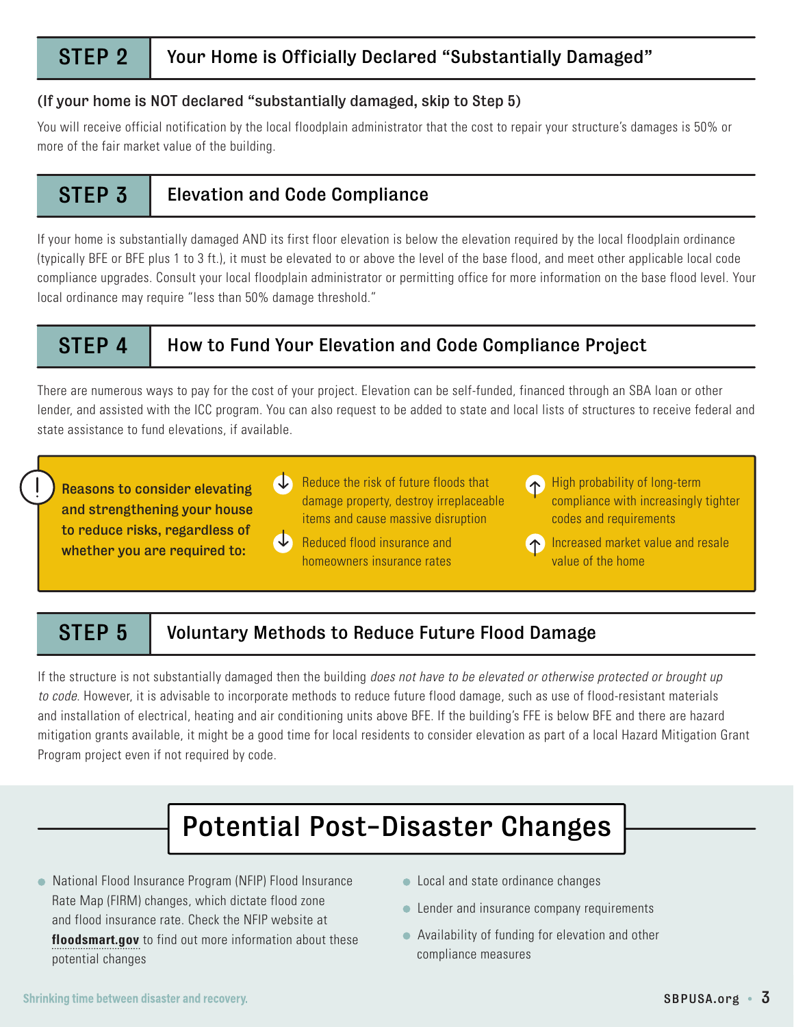## STEP 2 Your Home is Officially Declared "Substantially Damaged"

**(If your home is NOT declared "substantially damaged, skip to Step 5)**

You will receive official notification by the local floodplain administrator that the cost to repair your structure's damages is 50% or more of the fair market value of the building.

## STEP 3 Elevation and Code Compliance

If your home is substantially damaged AND its first floor elevation is below the elevation required by the local floodplain ordinance (typically BFE or BFE plus 1 to 3 ft.), it must be elevated to or above the level of the base flood, and meet other applicable local code compliance upgrades. Consult your local floodplain administrator or permitting office for more information on the base flood level. Your local ordinance may require "less than 50% damage threshold."

## STEP 4 How to Fund Your Elevation and Code Compliance Project

There are numerous ways to pay for the cost of your project. Elevation can be self-funded, financed through an SBA loan or other lender, and assisted with the ICC program. You can also request to be added to state and local lists of structures to receive federal and state assistance to fund elevations, if available.

**Reasons to consider elevating and strengthening your house to reduce risks, regardless of whether you are required to:**

- ↓ Reduce the risk of future floods that damage property, destroy irreplaceable items and cause massive disruption
- ↓ Reduced flood insurance and homeowners insurance rates
- ↑ High probability of long-term compliance with increasingly tighter codes and requirements
- ↑ Increased market value and resale value of the home

## STEP 5 Voluntary Methods to Reduce Future Flood Damage

If the structure is not substantially damaged then the building *does not have to be elevated or otherwise protected or brought up to code*. However, it is advisable to incorporate methods to reduce future flood damage, such as use of flood-resistant materials and installation of electrical, heating and air conditioning units above BFE. If the building's FFE is below BFE and there are hazard mitigation grants available, it might be a good time for local residents to consider elevation as part of a local Hazard Mitigation Grant Program project even if not required by code.

# Potential Post-Disaster Changes

- National Flood Insurance Program (NFIP) Flood Insurance Rate Map (FIRM) changes, which dictate flood zone and flood insurance rate. Check the NFIP website at **floodsmart.gov** to find out more information about these potential changes
- Local and state ordinance changes
- Lender and insurance company requirements
- Availability of funding for elevation and other compliance measures

Shrinking time between disaster and recovery.

SBPUSA.org